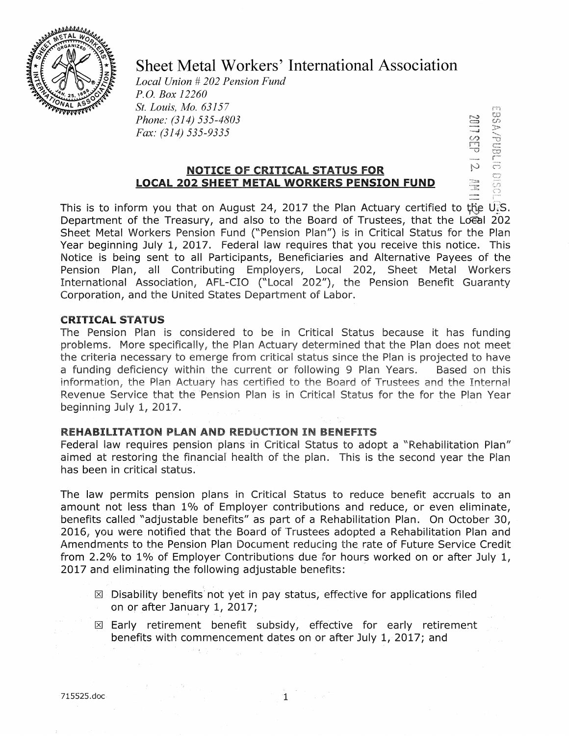# Sheet Metal Workers' International Association

*Local Union # 202 Pension Fund*
*P.O. Box 12260*
*St. Louis, Mo. 63157*
*Phone: (314) 535-4803*
*Fax: (314) 535-9335*

EBSA/PUBLIC DISCL
2017 SEP 12 AM 11:20

## NOTICE OF CRITICAL STATUS FOR LOCAL 202 SHEET METAL WORKERS PENSION FUND

This is to inform you that on August 24, 2017 the Plan Actuary certified to the U.S. Department of the Treasury, and also to the Board of Trustees, that the Local 202 Sheet Metal Workers Pension Fund ("Pension Plan") is in Critical Status for the Plan Year beginning July 1, 2017. Federal law requires that you receive this notice. This Notice is being sent to all Participants, Beneficiaries and Alternative Payees of the Pension Plan, all Contributing Employers, Local 202, Sheet Metal Workers International Association, AFL-CIO ("Local 202"), the Pension Benefit Guaranty Corporation, and the United States Department of Labor.

### CRITICAL STATUS

The Pension Plan is considered to be in Critical Status because it has funding problems. More specifically, the Plan Actuary determined that the Plan does not meet the criteria necessary to emerge from critical status since the Plan is projected to have a funding deficiency within the current or following 9 Plan Years. Based on this information, the Plan Actuary has certified to the Board of Trustees and the Internal Revenue Service that the Pension Plan is in Critical Status for the for the Plan Year beginning July 1, 2017.

### REHABILITATION PLAN AND REDUCTION IN BENEFITS

Federal law requires pension plans in Critical Status to adopt a "Rehabilitation Plan" aimed at restoring the financial health of the plan. This is the second year the Plan has been in critical status.

The law permits pension plans in Critical Status to reduce benefit accruals to an amount not less than 1% of Employer contributions and reduce, or even eliminate, benefits called "adjustable benefits" as part of a Rehabilitation Plan. On October 30, 2016, you were notified that the Board of Trustees adopted a Rehabilitation Plan and Amendments to the Pension Plan Document reducing the rate of Future Service Credit from 2.2% to 1% of Employer Contributions due for hours worked on or after July 1, 2017 and eliminating the following adjustable benefits:

- ☒ Disability benefits not yet in pay status, effective for applications filed on or after January 1, 2017;
- ☒ Early retirement benefit subsidy, effective for early retirement benefits with commencement dates on or after July 1, 2017; and

715525.doc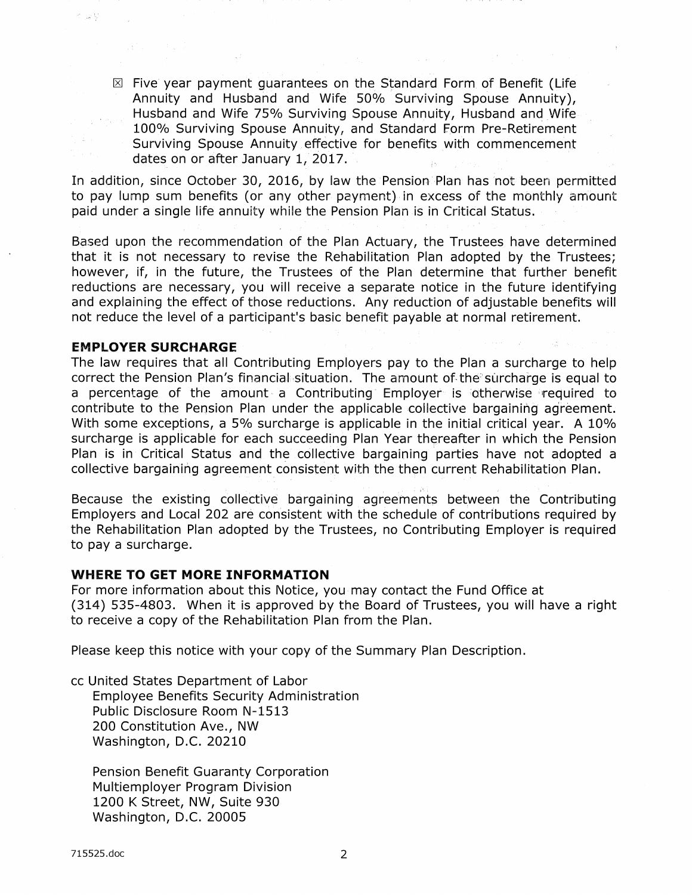☒ Five year payment guarantees on the Standard Form of Benefit (Life Annuity and Husband and Wife 50% Surviving Spouse Annuity), Husband and Wife 75% Surviving Spouse Annuity, Husband and Wife 100% Surviving Spouse Annuity, and Standard Form Pre-Retirement Surviving Spouse Annuity effective for benefits with commencement dates on or after January 1, 2017.

In addition, since October 30, 2016, by law the Pension Plan has not been permitted to pay lump sum benefits (or any other payment) in excess of the monthly amount paid under a single life annuity while the Pension Plan is in Critical Status.

Based upon the recommendation of the Plan Actuary, the Trustees have determined that it is not necessary to revise the Rehabilitation Plan adopted by the Trustees; however, if, in the future, the Trustees of the Plan determine that further benefit reductions are necessary, you will receive a separate notice in the future identifying and explaining the effect of those reductions. Any reduction of adjustable benefits will not reduce the level of a participant's basic benefit payable at normal retirement.

**EMPLOYER SURCHARGE**

The law requires that all Contributing Employers pay to the Plan a surcharge to help correct the Pension Plan's financial situation. The amount of the surcharge is equal to a percentage of the amount a Contributing Employer is otherwise required to contribute to the Pension Plan under the applicable collective bargaining agreement. With some exceptions, a 5% surcharge is applicable in the initial critical year. A 10% surcharge is applicable for each succeeding Plan Year thereafter in which the Pension Plan is in Critical Status and the collective bargaining parties have not adopted a collective bargaining agreement consistent with the then current Rehabilitation Plan.

Because the existing collective bargaining agreements between the Contributing Employers and Local 202 are consistent with the schedule of contributions required by the Rehabilitation Plan adopted by the Trustees, no Contributing Employer is required to pay a surcharge.

**WHERE TO GET MORE INFORMATION**

For more information about this Notice, you may contact the Fund Office at (314) 535-4803. When it is approved by the Board of Trustees, you will have a right to receive a copy of the Rehabilitation Plan from the Plan.

Please keep this notice with your copy of the Summary Plan Description.

cc United States Department of Labor
Employee Benefits Security Administration
Public Disclosure Room N-1513
200 Constitution Ave., NW
Washington, D.C. 20210

Pension Benefit Guaranty Corporation
Multiemployer Program Division
1200 K Street, NW, Suite 930
Washington, D.C. 20005

715525.doc